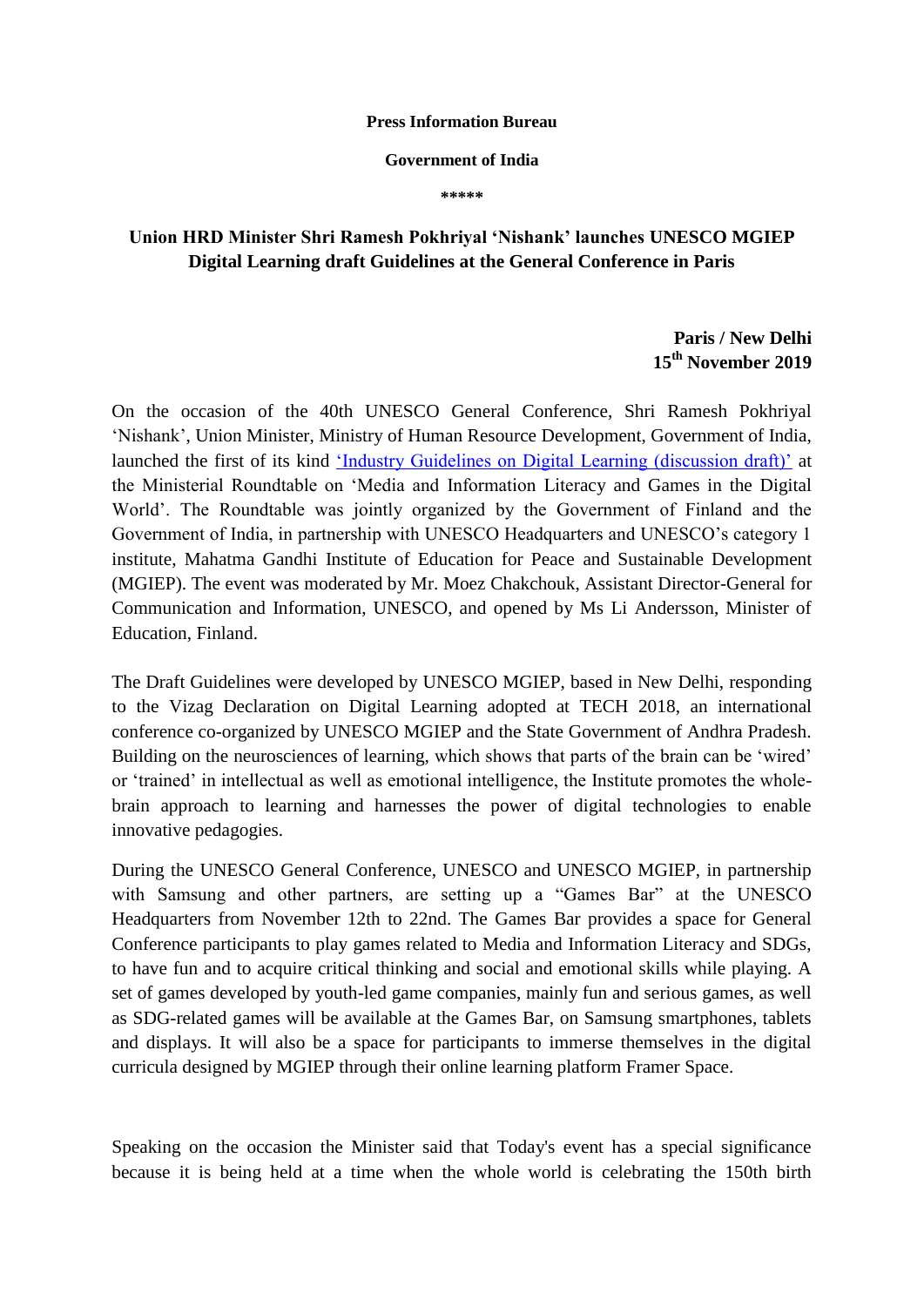**Press Information Bureau**

**Government of India**

**\*\*\*\*\***

# Union HRD Minister Shri Ramesh Pokhriyal 'Nishank' launches UNESCO MGIEP Digital Learning draft Guidelines at the General Conference in Paris

**Paris / New Delhi**
**15th November 2019**

On the occasion of the 40th UNESCO General Conference, Shri Ramesh Pokhriyal 'Nishank', Union Minister, Ministry of Human Resource Development, Government of India, launched the first of its kind 'Industry Guidelines on Digital Learning (discussion draft)' at the Ministerial Roundtable on 'Media and Information Literacy and Games in the Digital World'. The Roundtable was jointly organized by the Government of Finland and the Government of India, in partnership with UNESCO Headquarters and UNESCO's category 1 institute, Mahatma Gandhi Institute of Education for Peace and Sustainable Development (MGIEP). The event was moderated by Mr. Moez Chakchouk, Assistant Director-General for Communication and Information, UNESCO, and opened by Ms Li Andersson, Minister of Education, Finland.

The Draft Guidelines were developed by UNESCO MGIEP, based in New Delhi, responding to the Vizag Declaration on Digital Learning adopted at TECH 2018, an international conference co-organized by UNESCO MGIEP and the State Government of Andhra Pradesh. Building on the neurosciences of learning, which shows that parts of the brain can be 'wired' or 'trained' in intellectual as well as emotional intelligence, the Institute promotes the whole-brain approach to learning and harnesses the power of digital technologies to enable innovative pedagogies.

During the UNESCO General Conference, UNESCO and UNESCO MGIEP, in partnership with Samsung and other partners, are setting up a "Games Bar" at the UNESCO Headquarters from November 12th to 22nd. The Games Bar provides a space for General Conference participants to play games related to Media and Information Literacy and SDGs, to have fun and to acquire critical thinking and social and emotional skills while playing. A set of games developed by youth-led game companies, mainly fun and serious games, as well as SDG-related games will be available at the Games Bar, on Samsung smartphones, tablets and displays. It will also be a space for participants to immerse themselves in the digital curricula designed by MGIEP through their online learning platform Framer Space.

Speaking on the occasion the Minister said that Today's event has a special significance because it is being held at a time when the whole world is celebrating the 150th birth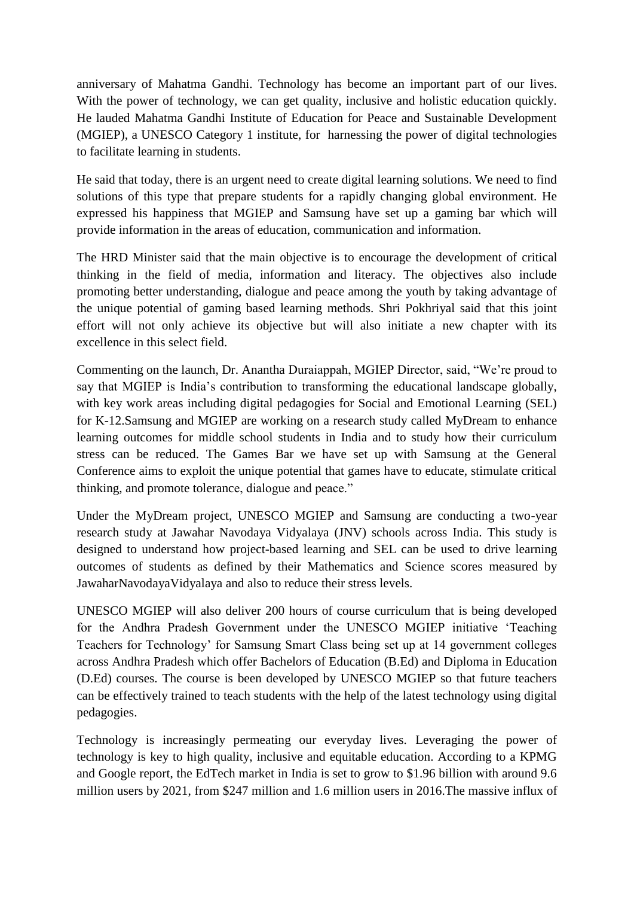anniversary of Mahatma Gandhi. Technology has become an important part of our lives. With the power of technology, we can get quality, inclusive and holistic education quickly. He lauded Mahatma Gandhi Institute of Education for Peace and Sustainable Development (MGIEP), a UNESCO Category 1 institute, for harnessing the power of digital technologies to facilitate learning in students.

He said that today, there is an urgent need to create digital learning solutions. We need to find solutions of this type that prepare students for a rapidly changing global environment. He expressed his happiness that MGIEP and Samsung have set up a gaming bar which will provide information in the areas of education, communication and information.

The HRD Minister said that the main objective is to encourage the development of critical thinking in the field of media, information and literacy. The objectives also include promoting better understanding, dialogue and peace among the youth by taking advantage of the unique potential of gaming based learning methods. Shri Pokhriyal said that this joint effort will not only achieve its objective but will also initiate a new chapter with its excellence in this select field.

Commenting on the launch, Dr. Anantha Duraiappah, MGIEP Director, said, "We're proud to say that MGIEP is India's contribution to transforming the educational landscape globally, with key work areas including digital pedagogies for Social and Emotional Learning (SEL) for K-12.Samsung and MGIEP are working on a research study called MyDream to enhance learning outcomes for middle school students in India and to study how their curriculum stress can be reduced. The Games Bar we have set up with Samsung at the General Conference aims to exploit the unique potential that games have to educate, stimulate critical thinking, and promote tolerance, dialogue and peace."

Under the MyDream project, UNESCO MGIEP and Samsung are conducting a two-year research study at Jawahar Navodaya Vidyalaya (JNV) schools across India. This study is designed to understand how project-based learning and SEL can be used to drive learning outcomes of students as defined by their Mathematics and Science scores measured by JawaharNavodayaVidyalaya and also to reduce their stress levels.

UNESCO MGIEP will also deliver 200 hours of course curriculum that is being developed for the Andhra Pradesh Government under the UNESCO MGIEP initiative 'Teaching Teachers for Technology' for Samsung Smart Class being set up at 14 government colleges across Andhra Pradesh which offer Bachelors of Education (B.Ed) and Diploma in Education (D.Ed) courses. The course is been developed by UNESCO MGIEP so that future teachers can be effectively trained to teach students with the help of the latest technology using digital pedagogies.

Technology is increasingly permeating our everyday lives. Leveraging the power of technology is key to high quality, inclusive and equitable education. According to a KPMG and Google report, the EdTech market in India is set to grow to $1.96 billion with around 9.6 million users by 2021, from $247 million and 1.6 million users in 2016.The massive influx of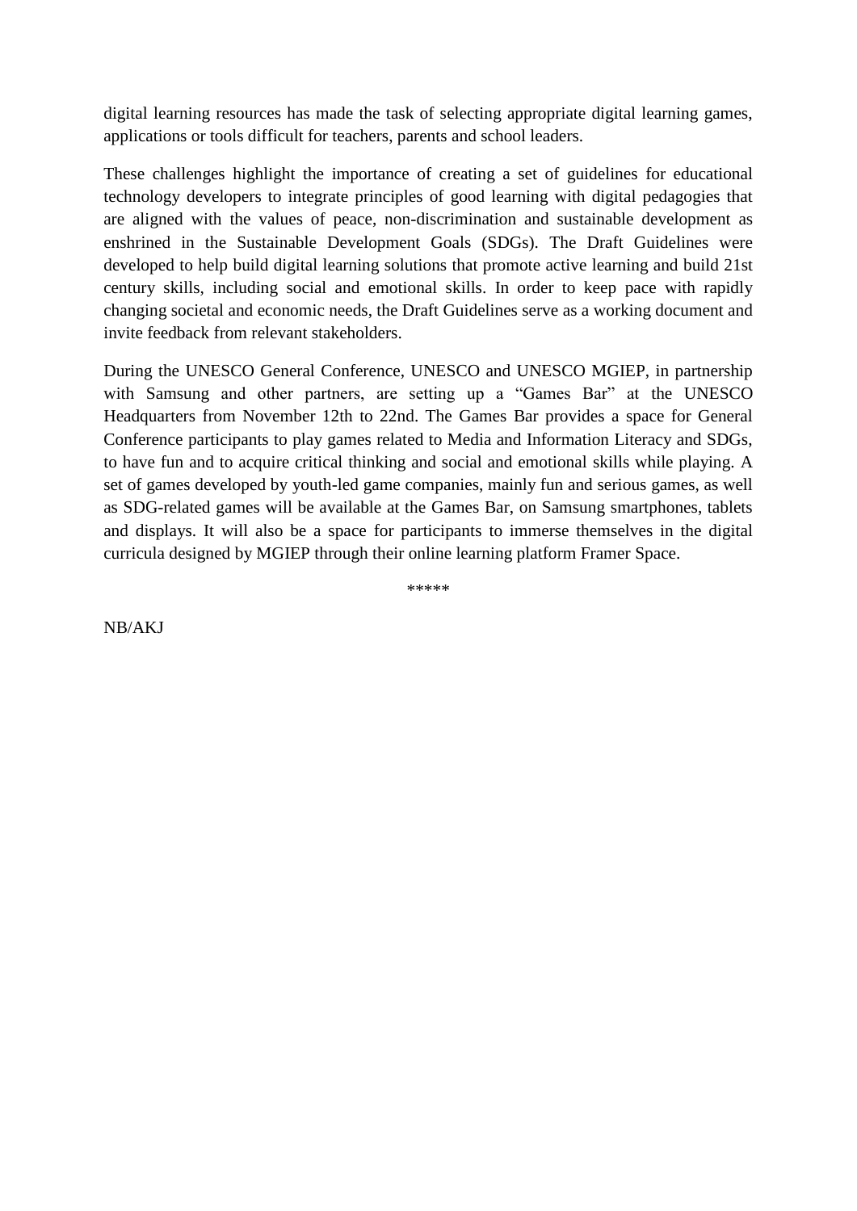digital learning resources has made the task of selecting appropriate digital learning games, applications or tools difficult for teachers, parents and school leaders.

These challenges highlight the importance of creating a set of guidelines for educational technology developers to integrate principles of good learning with digital pedagogies that are aligned with the values of peace, non-discrimination and sustainable development as enshrined in the Sustainable Development Goals (SDGs). The Draft Guidelines were developed to help build digital learning solutions that promote active learning and build 21st century skills, including social and emotional skills. In order to keep pace with rapidly changing societal and economic needs, the Draft Guidelines serve as a working document and invite feedback from relevant stakeholders.

During the UNESCO General Conference, UNESCO and UNESCO MGIEP, in partnership with Samsung and other partners, are setting up a "Games Bar" at the UNESCO Headquarters from November 12th to 22nd. The Games Bar provides a space for General Conference participants to play games related to Media and Information Literacy and SDGs, to have fun and to acquire critical thinking and social and emotional skills while playing. A set of games developed by youth-led game companies, mainly fun and serious games, as well as SDG-related games will be available at the Games Bar, on Samsung smartphones, tablets and displays. It will also be a space for participants to immerse themselves in the digital curricula designed by MGIEP through their online learning platform Framer Space.

*****

NB/AKJ